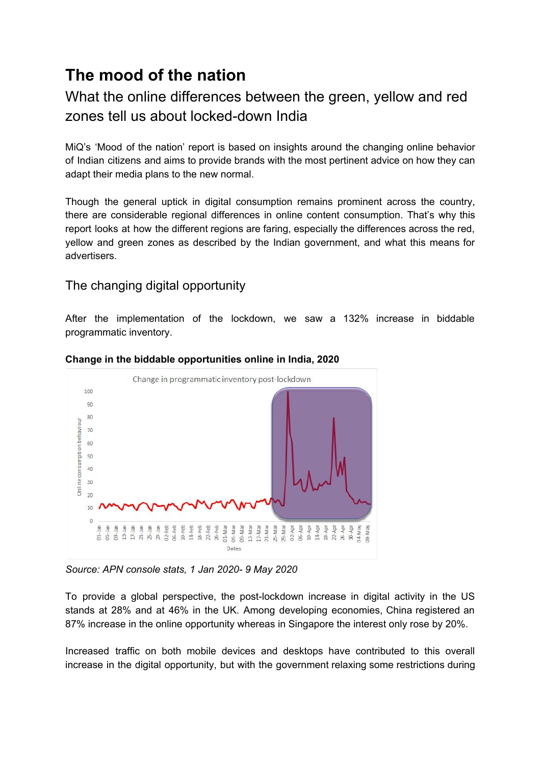# The mood of the nation

## What the online differences between the green, yellow and red zones tell us about locked-down India

MiQ's 'Mood of the nation' report is based on insights around the changing online behavior of Indian citizens and aims to provide brands with the most pertinent advice on how they can adapt their media plans to the new normal.

Though the general uptick in digital consumption remains prominent across the country, there are considerable regional differences in online content consumption. That's why this report looks at how the different regions are faring, especially the differences across the red, yellow and green zones as described by the Indian government, and what this means for advertisers.

### The changing digital opportunity

After the implementation of the lockdown, we saw a 132% increase in biddable programmatic inventory.

**Change in the biddable opportunities online in India, 2020**

*Source: APN console stats, 1 Jan 2020- 9 May 2020*

To provide a global perspective, the post-lockdown increase in digital activity in the US stands at 28% and at 46% in the UK. Among developing economies, China registered an 87% increase in the online opportunity whereas in Singapore the interest only rose by 20%.

Increased traffic on both mobile devices and desktops have contributed to this overall increase in the digital opportunity, but with the government relaxing some restrictions during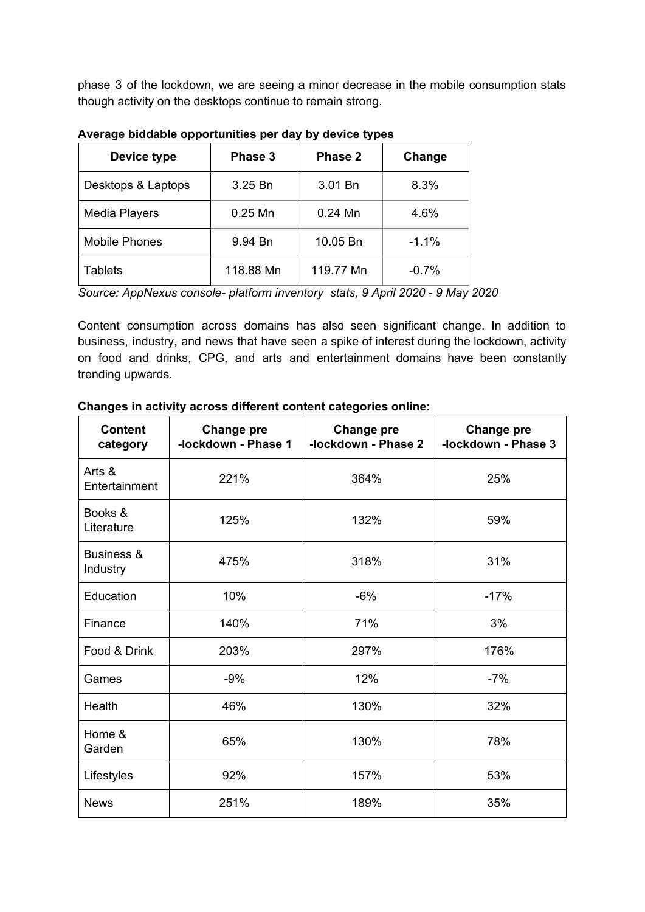phase 3 of the lockdown, we are seeing a minor decrease in the mobile consumption stats though activity on the desktops continue to remain strong.

**Average biddable opportunities per day by device types**

| Device type | Phase 3 | Phase 2 | Change |
|---|---|---|---|
| Desktops & Laptops | 3.25 Bn | 3.01 Bn | 8.3% |
| Media Players | 0.25 Mn | 0.24 Mn | 4.6% |
| Mobile Phones | 9.94 Bn | 10.05 Bn | -1.1% |
| Tablets | 118.88 Mn | 119.77 Mn | -0.7% |

*Source: AppNexus console- platform inventory stats, 9 April 2020 - 9 May 2020*

Content consumption across domains has also seen significant change. In addition to business, industry, and news that have seen a spike of interest during the lockdown, activity on food and drinks, CPG, and arts and entertainment domains have been constantly trending upwards.

**Changes in activity across different content categories online:**

| Content category | Change pre -lockdown - Phase 1 | Change pre -lockdown - Phase 2 | Change pre -lockdown - Phase 3 |
|---|---|---|---|
| Arts & Entertainment | 221% | 364% | 25% |
| Books & Literature | 125% | 132% | 59% |
| Business & Industry | 475% | 318% | 31% |
| Education | 10% | -6% | -17% |
| Finance | 140% | 71% | 3% |
| Food & Drink | 203% | 297% | 176% |
| Games | -9% | 12% | -7% |
| Health | 46% | 130% | 32% |
| Home & Garden | 65% | 130% | 78% |
| Lifestyles | 92% | 157% | 53% |
| News | 251% | 189% | 35% |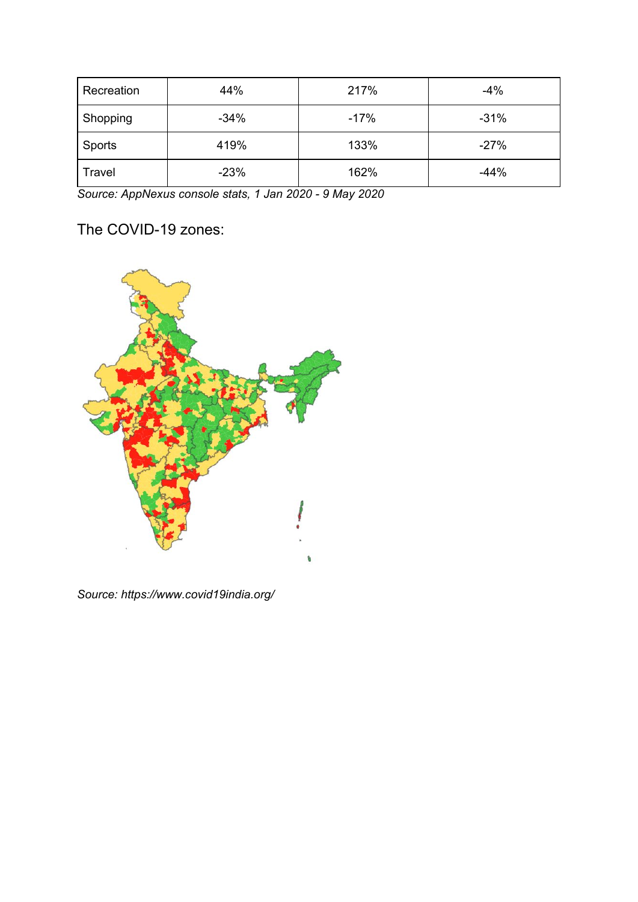| Recreation | 44% | 217% | -4% |
| --- | --- | --- | --- |
| Shopping | -34% | -17% | -31% |
| Sports | 419% | 133% | -27% |
| Travel | -23% | 162% | -44% |

*Source: AppNexus console stats, 1 Jan 2020 - 9 May 2020*

The COVID-19 zones:

*Source: https://www.covid19india.org/*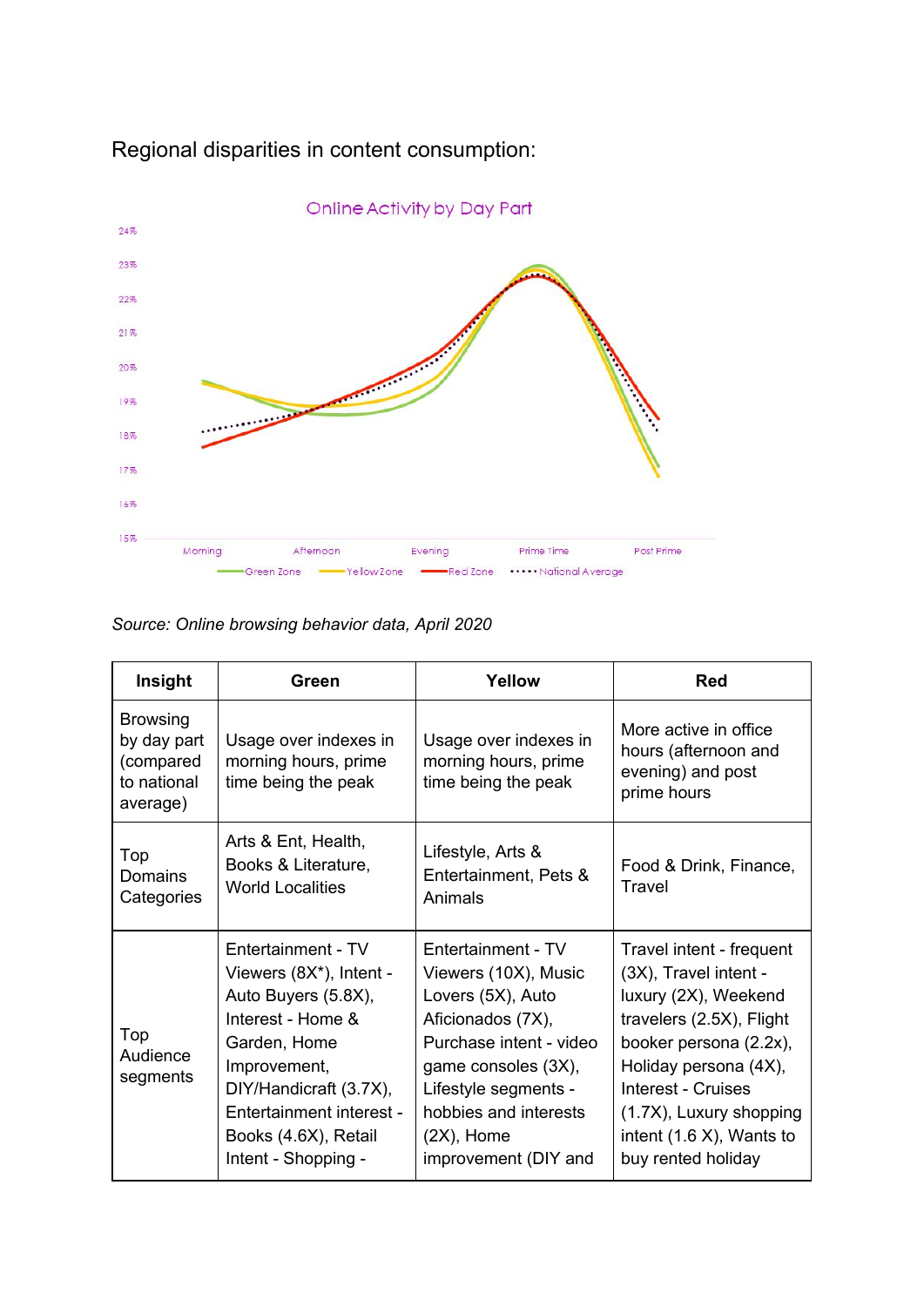Regional disparities in content consumption:

*Source: Online browsing behavior data, April 2020*

| Insight | Green | Yellow | Red |
| --- | --- | --- | --- |
| Browsing by day part (compared to national average) | Usage over indexes in morning hours, prime time being the peak | Usage over indexes in morning hours, prime time being the peak | More active in office hours (afternoon and evening) and post prime hours |
| Top Domains Categories | Arts & Ent, Health, Books & Literature, World Localities | Lifestyle, Arts & Entertainment, Pets & Animals | Food & Drink, Finance, Travel |
| Top Audience segments | Entertainment - TV Viewers (8X*), Intent - Auto Buyers (5.8X), Interest - Home & Garden, Home Improvement, DIY/Handicraft (3.7X), Entertainment interest - Books (4.6X), Retail Intent - Shopping - | Entertainment - TV Viewers (10X), Music Lovers (5X), Auto Aficionados (7X), Purchase intent - video game consoles (3X), Lifestyle segments - hobbies and interests (2X), Home improvement (DIY and | Travel intent - frequent (3X), Travel intent - luxury (2X), Weekend travelers (2.5X), Flight booker persona (2.2x), Holiday persona (4X), Interest - Cruises (1.7X), Luxury shopping intent (1.6 X), Wants to buy rented holiday |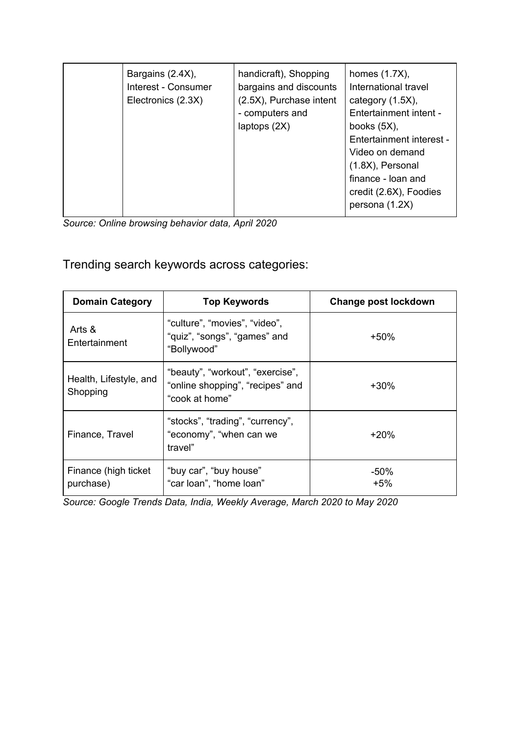| | | | |
|---|---|---|---|
| | Bargains (2.4X), Interest - Consumer Electronics (2.3X) | handicraft), Shopping bargains and discounts (2.5X), Purchase intent - computers and laptops (2X) | homes (1.7X), International travel category (1.5X), Entertainment intent - books (5X), Entertainment interest - Video on demand (1.8X), Personal finance - loan and credit (2.6X), Foodies persona (1.2X) |

*Source: Online browsing behavior data, April 2020*

## Trending search keywords across categories:

| Domain Category | Top Keywords | Change post lockdown |
|---|---|---|
| Arts & Entertainment | "culture", "movies", "video", "quiz", "songs", "games" and "Bollywood" | +50% |
| Health, Lifestyle, and Shopping | "beauty", "workout", "exercise", "online shopping", "recipes" and "cook at home" | +30% |
| Finance, Travel | "stocks", "trading", "currency", "economy", "when can we travel" | +20% |
| Finance (high ticket purchase) | "buy car", "buy house" "car loan", "home loan" | -50% +5% |

*Source: Google Trends Data, India, Weekly Average, March 2020 to May 2020*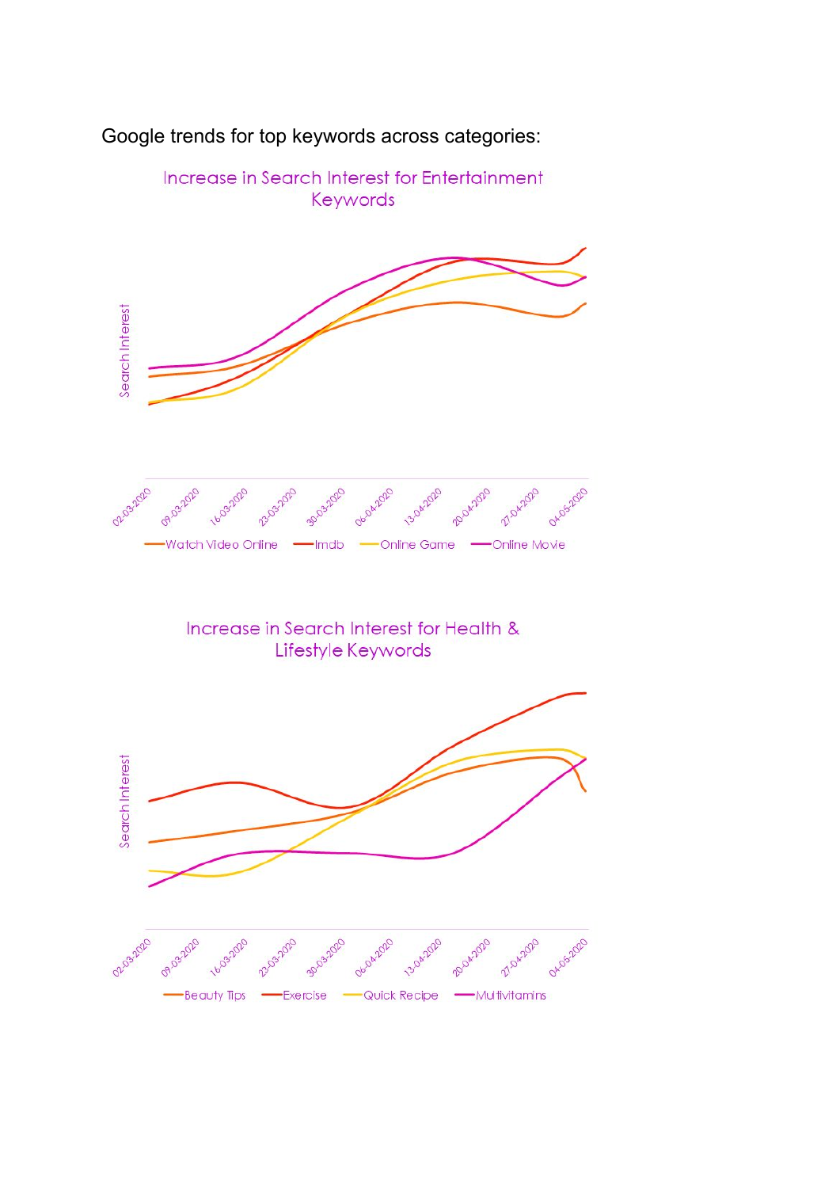Google trends for top keywords across categories:

Increase in Search Interest for Entertainment Keywords

Search Interest

02-03-2020 09-03-2020 16-03-2020 23-03-2020 30-03-2020 06-04-2020 13-04-2020 20-04-2020 27-04-2020 04-05-2020

Watch Video Online, Imdb, Online Game, Online Movie

Increase in Search Interest for Health & Lifestyle Keywords

Search Interest

02-03-2020 09-03-2020 16-03-2020 23-03-2020 30-03-2020 06-04-2020 13-04-2020 20-04-2020 27-04-2020 04-05-2020

Beauty Tips, Exercise, Quick Recipe, Multivitamins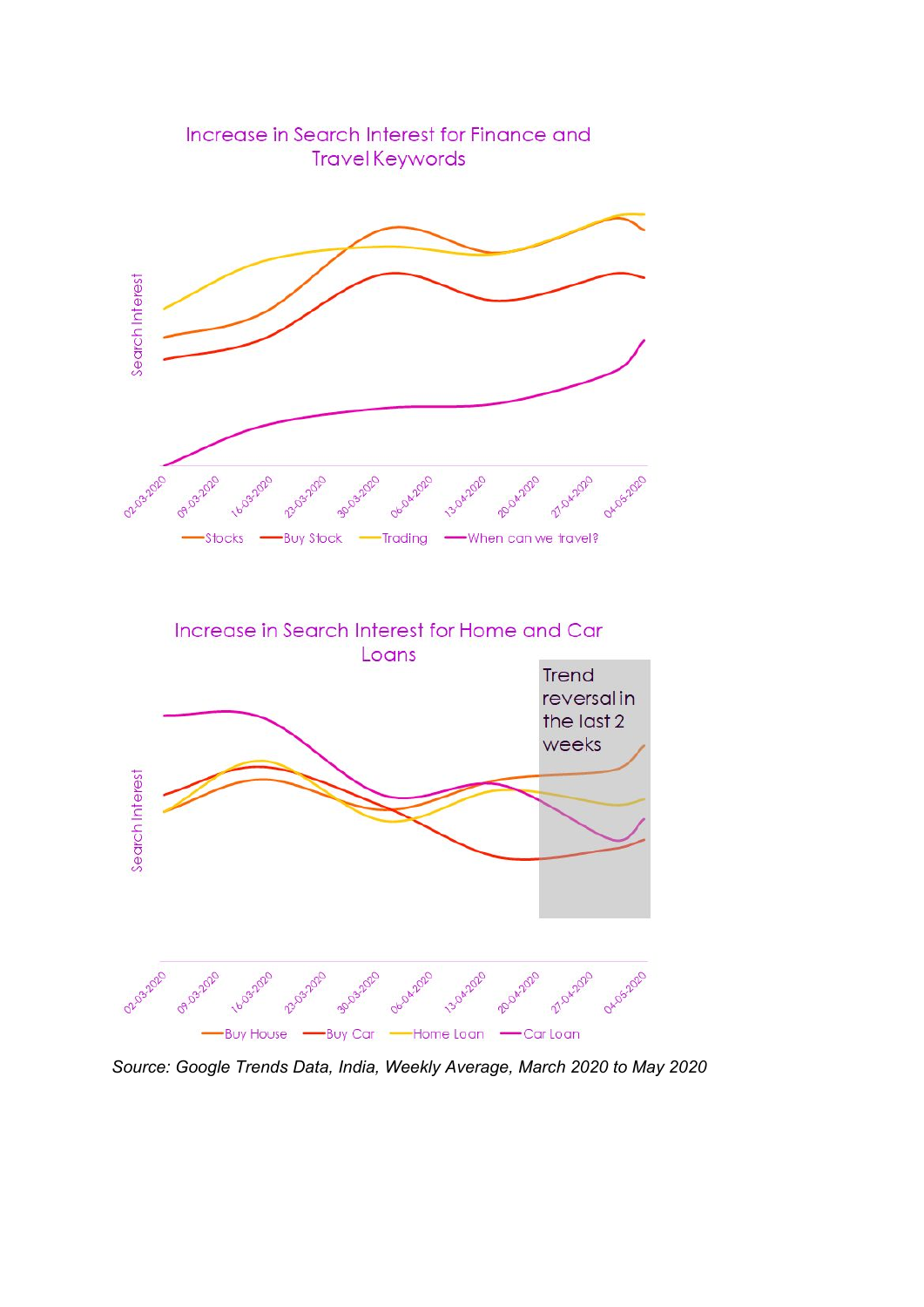Increase in Search Interest for Finance and Travel Keywords

Search Interest

02-03-2020, 09-03-2020, 16-03-2020, 23-03-2020, 30-03-2020, 06-04-2020, 13-04-2020, 20-04-2020, 27-04-2020, 04-05-2020

Stocks, Buy Stock, Trading, When can we travel?

Increase in Search Interest for Home and Car Loans

Trend reversal in the last 2 weeks

Search Interest

02-03-2020, 09-03-2020, 16-03-2020, 23-03-2020, 30-03-2020, 06-04-2020, 13-04-2020, 20-04-2020, 27-04-2020, 04-05-2020

Buy House, Buy Car, Home Loan, Car Loan

*Source: Google Trends Data, India, Weekly Average, March 2020 to May 2020*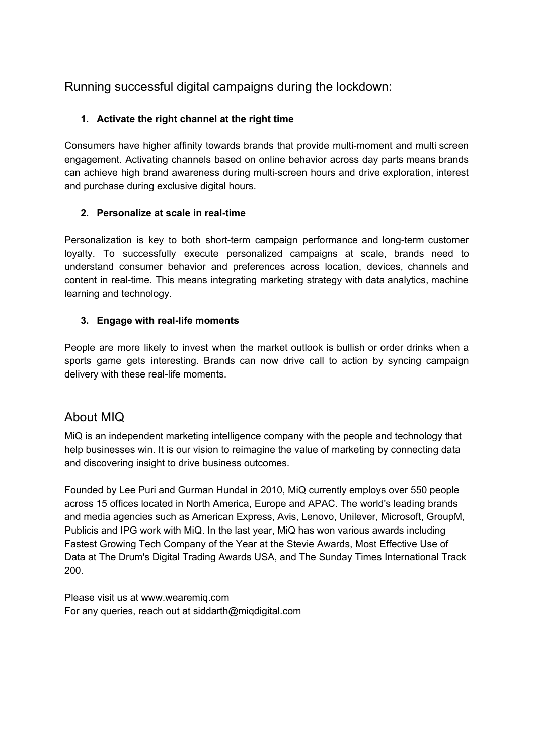## Running successful digital campaigns during the lockdown:

1. **Activate the right channel at the right time**

Consumers have higher affinity towards brands that provide multi-moment and multi screen engagement. Activating channels based on online behavior across day parts means brands can achieve high brand awareness during multi-screen hours and drive exploration, interest and purchase during exclusive digital hours.

2. **Personalize at scale in real-time**

Personalization is key to both short-term campaign performance and long-term customer loyalty. To successfully execute personalized campaigns at scale, brands need to understand consumer behavior and preferences across location, devices, channels and content in real-time. This means integrating marketing strategy with data analytics, machine learning and technology.

3. **Engage with real-life moments**

People are more likely to invest when the market outlook is bullish or order drinks when a sports game gets interesting. Brands can now drive call to action by syncing campaign delivery with these real-life moments.

## About MIQ

MiQ is an independent marketing intelligence company with the people and technology that help businesses win. It is our vision to reimagine the value of marketing by connecting data and discovering insight to drive business outcomes.

Founded by Lee Puri and Gurman Hundal in 2010, MiQ currently employs over 550 people across 15 offices located in North America, Europe and APAC. The world's leading brands and media agencies such as American Express, Avis, Lenovo, Unilever, Microsoft, GroupM, Publicis and IPG work with MiQ. In the last year, MiQ has won various awards including Fastest Growing Tech Company of the Year at the Stevie Awards, Most Effective Use of Data at The Drum's Digital Trading Awards USA, and The Sunday Times International Track 200.

Please visit us at www.wearemiq.com
For any queries, reach out at siddarth@miqdigital.com